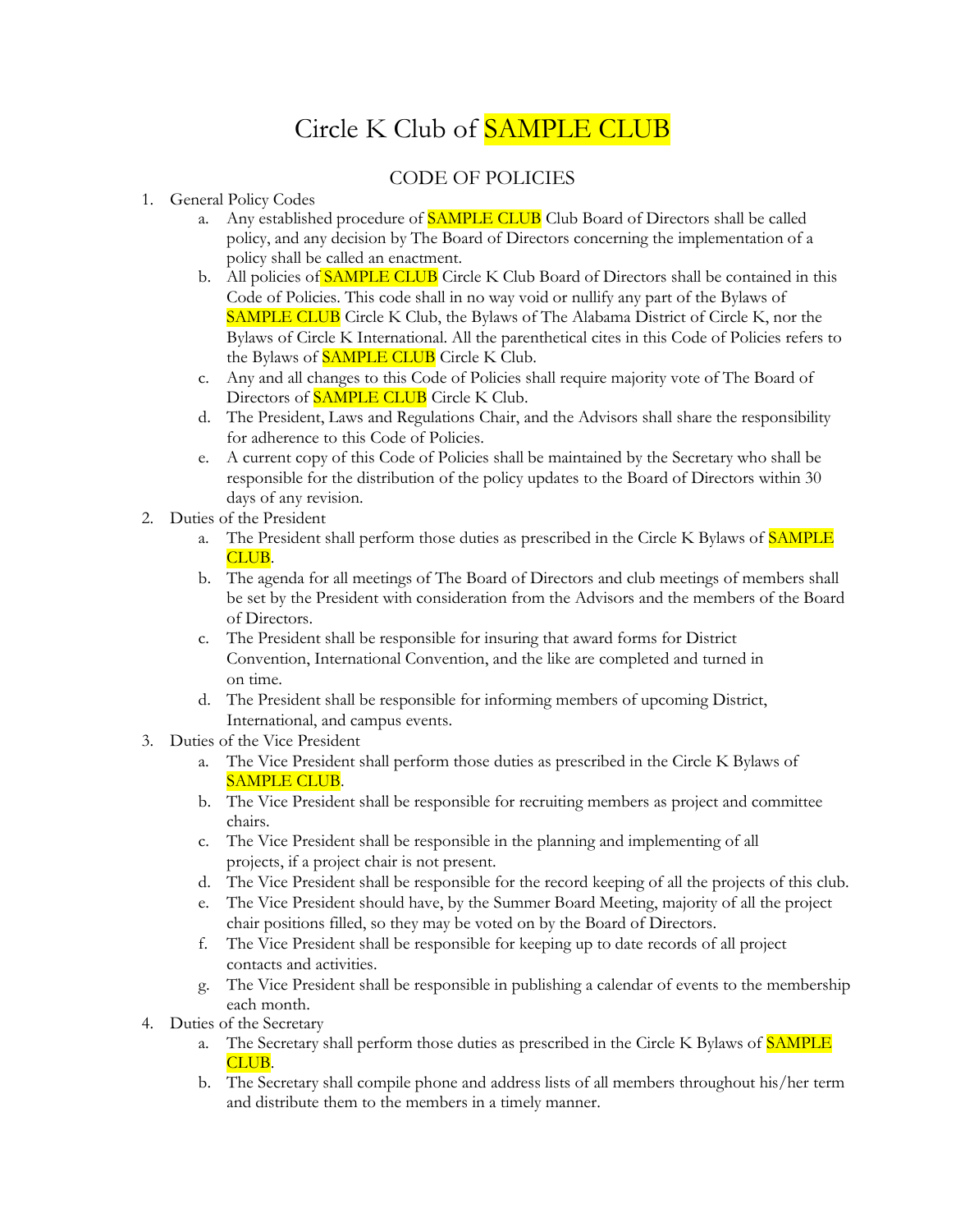# Circle K Club of SAMPLE CLUB

## CODE OF POLICIES

1. General Policy Codes
    a. Any established procedure of SAMPLE CLUB Club Board of Directors shall be called policy, and any decision by The Board of Directors concerning the implementation of a policy shall be called an enactment.
    b. All policies of SAMPLE CLUB Circle K Club Board of Directors shall be contained in this Code of Policies. This code shall in no way void or nullify any part of the Bylaws of SAMPLE CLUB Circle K Club, the Bylaws of The Alabama District of Circle K, nor the Bylaws of Circle K International. All the parenthetical cites in this Code of Policies refers to the Bylaws of SAMPLE CLUB Circle K Club.
    c. Any and all changes to this Code of Policies shall require majority vote of The Board of Directors of SAMPLE CLUB Circle K Club.
    d. The President, Laws and Regulations Chair, and the Advisors shall share the responsibility for adherence to this Code of Policies.
    e. A current copy of this Code of Policies shall be maintained by the Secretary who shall be responsible for the distribution of the policy updates to the Board of Directors within 30 days of any revision.
2. Duties of the President
    a. The President shall perform those duties as prescribed in the Circle K Bylaws of SAMPLE CLUB.
    b. The agenda for all meetings of The Board of Directors and club meetings of members shall be set by the President with consideration from the Advisors and the members of the Board of Directors.
    c. The President shall be responsible for insuring that award forms for District Convention, International Convention, and the like are completed and turned in on time.
    d. The President shall be responsible for informing members of upcoming District, International, and campus events.
3. Duties of the Vice President
    a. The Vice President shall perform those duties as prescribed in the Circle K Bylaws of SAMPLE CLUB.
    b. The Vice President shall be responsible for recruiting members as project and committee chairs.
    c. The Vice President shall be responsible in the planning and implementing of all projects, if a project chair is not present.
    d. The Vice President shall be responsible for the record keeping of all the projects of this club.
    e. The Vice President should have, by the Summer Board Meeting, majority of all the project chair positions filled, so they may be voted on by the Board of Directors.
    f. The Vice President shall be responsible for keeping up to date records of all project contacts and activities.
    g. The Vice President shall be responsible in publishing a calendar of events to the membership each month.
4. Duties of the Secretary
    a. The Secretary shall perform those duties as prescribed in the Circle K Bylaws of SAMPLE CLUB.
    b. The Secretary shall compile phone and address lists of all members throughout his/her term and distribute them to the members in a timely manner.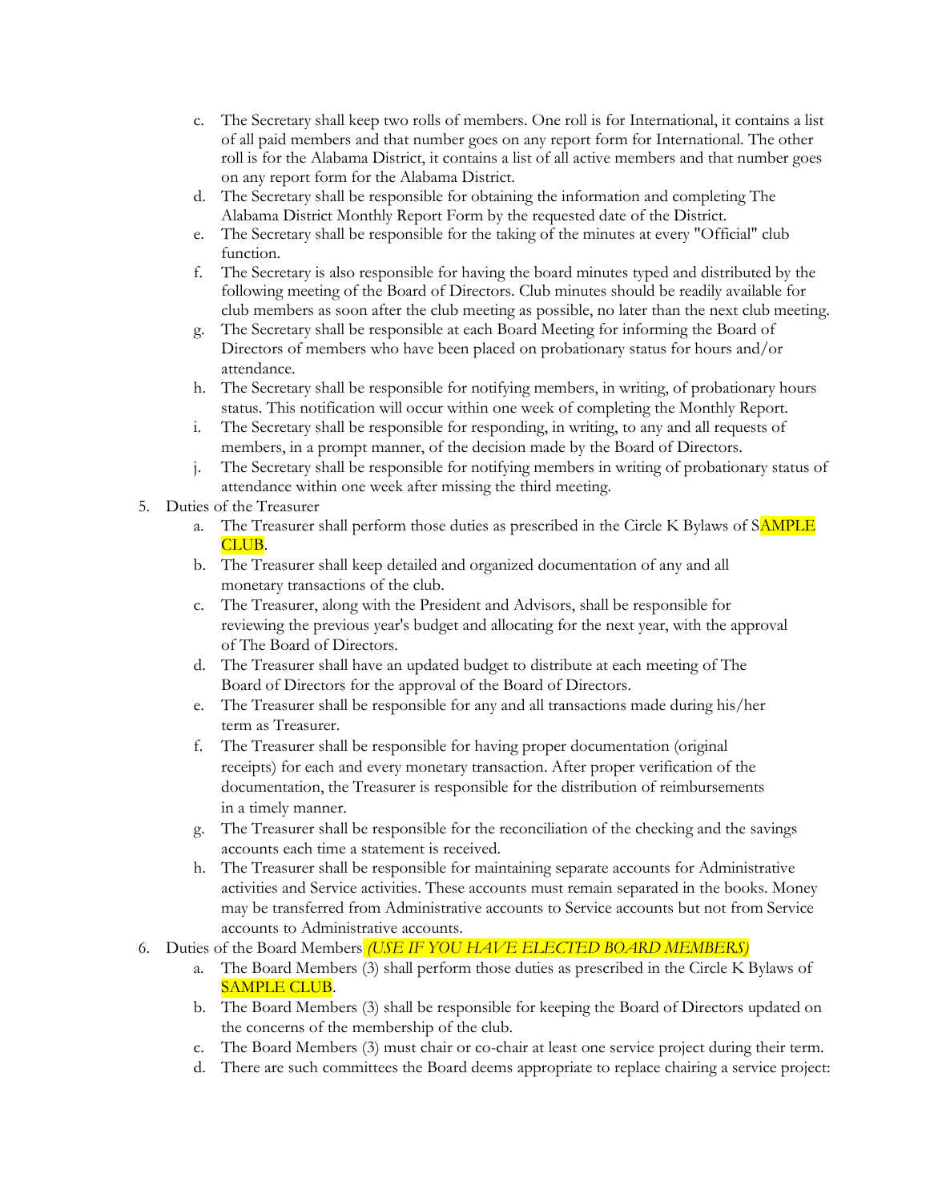c. The Secretary shall keep two rolls of members. One roll is for International, it contains a list of all paid members and that number goes on any report form for International. The other roll is for the Alabama District, it contains a list of all active members and that number goes on any report form for the Alabama District.
d. The Secretary shall be responsible for obtaining the information and completing The Alabama District Monthly Report Form by the requested date of the District.
e. The Secretary shall be responsible for the taking of the minutes at every "Official" club function.
f. The Secretary is also responsible for having the board minutes typed and distributed by the following meeting of the Board of Directors. Club minutes should be readily available for club members as soon after the club meeting as possible, no later than the next club meeting.
g. The Secretary shall be responsible at each Board Meeting for informing the Board of Directors of members who have been placed on probationary status for hours and/or attendance.
h. The Secretary shall be responsible for notifying members, in writing, of probationary hours status. This notification will occur within one week of completing the Monthly Report.
i. The Secretary shall be responsible for responding, in writing, to any and all requests of members, in a prompt manner, of the decision made by the Board of Directors.
j. The Secretary shall be responsible for notifying members in writing of probationary status of attendance within one week after missing the third meeting.

5. Duties of the Treasurer
   a. The Treasurer shall perform those duties as prescribed in the Circle K Bylaws of SAMPLE CLUB.
   b. The Treasurer shall keep detailed and organized documentation of any and all monetary transactions of the club.
   c. The Treasurer, along with the President and Advisors, shall be responsible for reviewing the previous year's budget and allocating for the next year, with the approval of The Board of Directors.
   d. The Treasurer shall have an updated budget to distribute at each meeting of The Board of Directors for the approval of the Board of Directors.
   e. The Treasurer shall be responsible for any and all transactions made during his/her term as Treasurer.
   f. The Treasurer shall be responsible for having proper documentation (original receipts) for each and every monetary transaction. After proper verification of the documentation, the Treasurer is responsible for the distribution of reimbursements in a timely manner.
   g. The Treasurer shall be responsible for the reconciliation of the checking and the savings accounts each time a statement is received.
   h. The Treasurer shall be responsible for maintaining separate accounts for Administrative activities and Service activities. These accounts must remain separated in the books. Money may be transferred from Administrative accounts to Service accounts but not from Service accounts to Administrative accounts.
6. Duties of the Board Members *(USE IF YOU HAVE ELECTED BOARD MEMBERS)*
   a. The Board Members (3) shall perform those duties as prescribed in the Circle K Bylaws of SAMPLE CLUB.
   b. The Board Members (3) shall be responsible for keeping the Board of Directors updated on the concerns of the membership of the club.
   c. The Board Members (3) must chair or co-chair at least one service project during their term.
   d. There are such committees the Board deems appropriate to replace chairing a service project: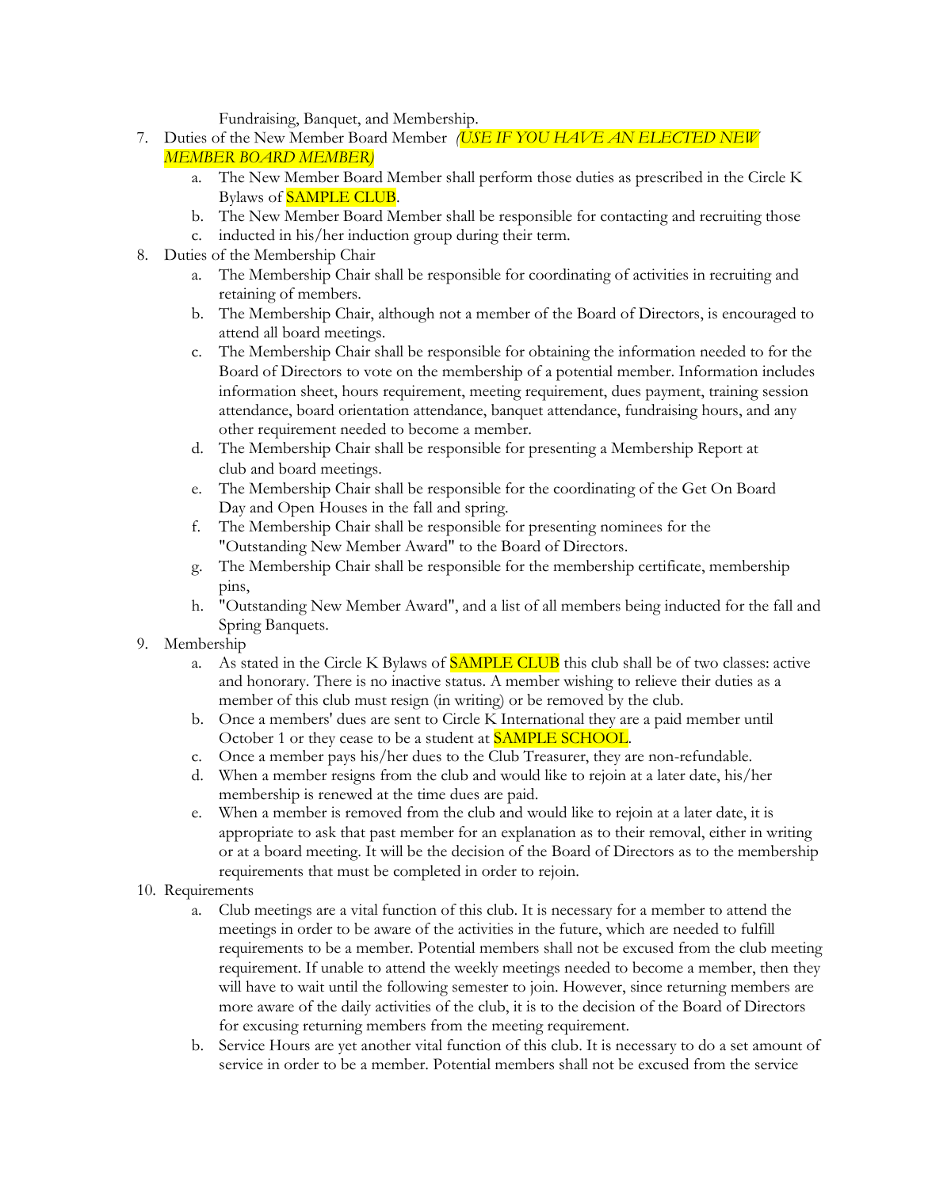Fundraising, Banquet, and Membership.

7. Duties of the New Member Board Member *(USE IF YOU HAVE AN ELECTED NEW MEMBER BOARD MEMBER)*
    a. The New Member Board Member shall perform those duties as prescribed in the Circle K Bylaws of SAMPLE CLUB.
    b. The New Member Board Member shall be responsible for contacting and recruiting those
    c. inducted in his/her induction group during their term.
8. Duties of the Membership Chair
    a. The Membership Chair shall be responsible for coordinating of activities in recruiting and retaining of members.
    b. The Membership Chair, although not a member of the Board of Directors, is encouraged to attend all board meetings.
    c. The Membership Chair shall be responsible for obtaining the information needed to for the Board of Directors to vote on the membership of a potential member. Information includes information sheet, hours requirement, meeting requirement, dues payment, training session attendance, board orientation attendance, banquet attendance, fundraising hours, and any other requirement needed to become a member.
    d. The Membership Chair shall be responsible for presenting a Membership Report at club and board meetings.
    e. The Membership Chair shall be responsible for the coordinating of the Get On Board Day and Open Houses in the fall and spring.
    f. The Membership Chair shall be responsible for presenting nominees for the "Outstanding New Member Award" to the Board of Directors.
    g. The Membership Chair shall be responsible for the membership certificate, membership pins,
    h. "Outstanding New Member Award", and a list of all members being inducted for the fall and Spring Banquets.
9. Membership
    a. As stated in the Circle K Bylaws of SAMPLE CLUB this club shall be of two classes: active and honorary. There is no inactive status. A member wishing to relieve their duties as a member of this club must resign (in writing) or be removed by the club.
    b. Once a members' dues are sent to Circle K International they are a paid member until October 1 or they cease to be a student at SAMPLE SCHOOL.
    c. Once a member pays his/her dues to the Club Treasurer, they are non-refundable.
    d. When a member resigns from the club and would like to rejoin at a later date, his/her membership is renewed at the time dues are paid.
    e. When a member is removed from the club and would like to rejoin at a later date, it is appropriate to ask that past member for an explanation as to their removal, either in writing or at a board meeting. It will be the decision of the Board of Directors as to the membership requirements that must be completed in order to rejoin.
10. Requirements
    a. Club meetings are a vital function of this club. It is necessary for a member to attend the meetings in order to be aware of the activities in the future, which are needed to fulfill requirements to be a member. Potential members shall not be excused from the club meeting requirement. If unable to attend the weekly meetings needed to become a member, then they will have to wait until the following semester to join. However, since returning members are more aware of the daily activities of the club, it is to the decision of the Board of Directors for excusing returning members from the meeting requirement.
    b. Service Hours are yet another vital function of this club. It is necessary to do a set amount of service in order to be a member. Potential members shall not be excused from the service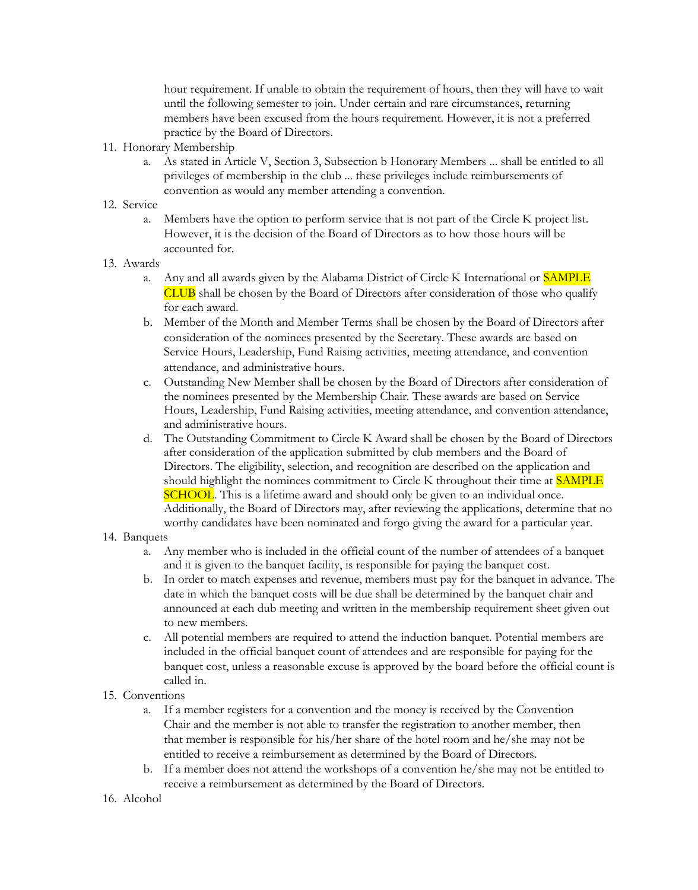hour requirement. If unable to obtain the requirement of hours, then they will have to wait until the following semester to join. Under certain and rare circumstances, returning members have been excused from the hours requirement. However, it is not a preferred practice by the Board of Directors.

11. Honorary Membership
    a. As stated in Article V, Section 3, Subsection b Honorary Members ... shall be entitled to all privileges of membership in the club ... these privileges include reimbursements of convention as would any member attending a convention.
12. Service
    a. Members have the option to perform service that is not part of the Circle K project list. However, it is the decision of the Board of Directors as to how those hours will be accounted for.
13. Awards
    a. Any and all awards given by the Alabama District of Circle K International or SAMPLE CLUB shall be chosen by the Board of Directors after consideration of those who qualify for each award.
    b. Member of the Month and Member Terms shall be chosen by the Board of Directors after consideration of the nominees presented by the Secretary. These awards are based on Service Hours, Leadership, Fund Raising activities, meeting attendance, and convention attendance, and administrative hours.
    c. Outstanding New Member shall be chosen by the Board of Directors after consideration of the nominees presented by the Membership Chair. These awards are based on Service Hours, Leadership, Fund Raising activities, meeting attendance, and convention attendance, and administrative hours.
    d. The Outstanding Commitment to Circle K Award shall be chosen by the Board of Directors after consideration of the application submitted by club members and the Board of Directors. The eligibility, selection, and recognition are described on the application and should highlight the nominees commitment to Circle K throughout their time at SAMPLE SCHOOL. This is a lifetime award and should only be given to an individual once. Additionally, the Board of Directors may, after reviewing the applications, determine that no worthy candidates have been nominated and forgo giving the award for a particular year.
14. Banquets
    a. Any member who is included in the official count of the number of attendees of a banquet and it is given to the banquet facility, is responsible for paying the banquet cost.
    b. In order to match expenses and revenue, members must pay for the banquet in advance. The date in which the banquet costs will be due shall be determined by the banquet chair and announced at each dub meeting and written in the membership requirement sheet given out to new members.
    c. All potential members are required to attend the induction banquet. Potential members are included in the official banquet count of attendees and are responsible for paying for the banquet cost, unless a reasonable excuse is approved by the board before the official count is called in.
15. Conventions
    a. If a member registers for a convention and the money is received by the Convention Chair and the member is not able to transfer the registration to another member, then that member is responsible for his/her share of the hotel room and he/she may not be entitled to receive a reimbursement as determined by the Board of Directors.
    b. If a member does not attend the workshops of a convention he/she may not be entitled to receive a reimbursement as determined by the Board of Directors.
16. Alcohol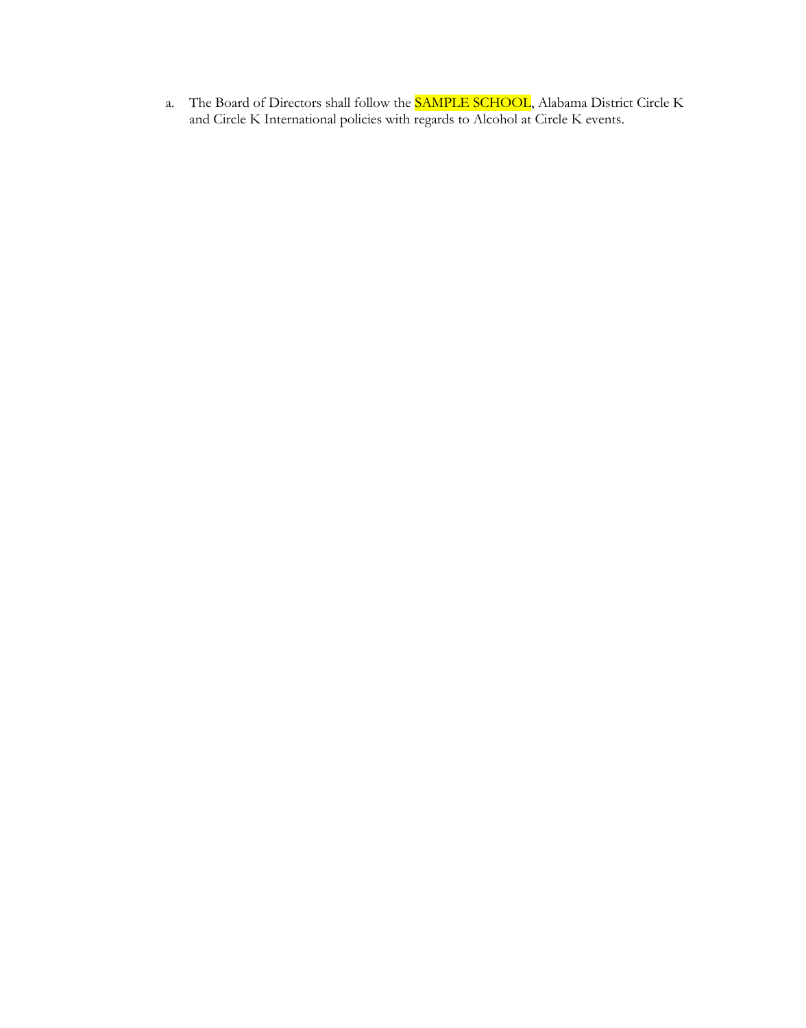a. The Board of Directors shall follow the SAMPLE SCHOOL, Alabama District Circle K and Circle K International policies with regards to Alcohol at Circle K events.